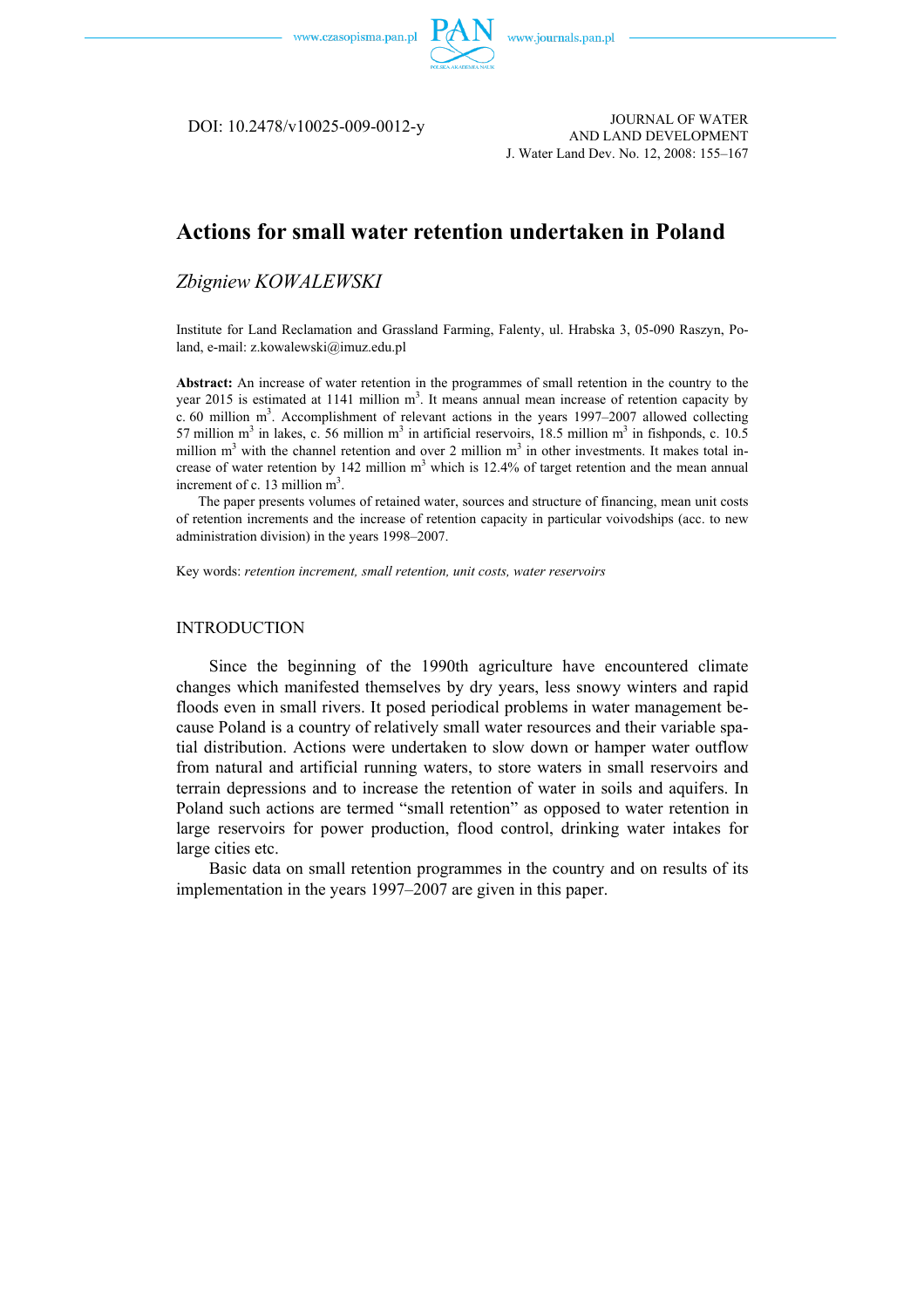DOI: 10.2478/v10025-009-0012-y

JOURNAL OF WATER AND LAND DEVELOPMENT
J. Water Land Dev. No. 12, 2008: 155–167

# Actions for small water retention undertaken in Poland

*Zbigniew KOWALEWSKI*

Institute for Land Reclamation and Grassland Farming, Falenty, ul. Hrabska 3, 05-090 Raszyn, Poland, e-mail: z.kowalewski@imuz.edu.pl

**Abstract:** An increase of water retention in the programmes of small retention in the country to the year 2015 is estimated at 1141 million m$^3$. It means annual mean increase of retention capacity by c. 60 million m$^3$. Accomplishment of relevant actions in the years 1997–2007 allowed collecting 57 million m$^3$ in lakes, c. 56 million m$^3$ in artificial reservoirs, 18.5 million m$^3$ in fishponds, c. 10.5 million m$^3$ with the channel retention and over 2 million m$^3$ in other investments. It makes total increase of water retention by 142 million m$^3$ which is 12.4% of target retention and the mean annual increment of c. 13 million m$^3$.

The paper presents volumes of retained water, sources and structure of financing, mean unit costs of retention increments and the increase of retention capacity in particular voivodships (acc. to new administration division) in the years 1998–2007.

Key words: *retention increment, small retention, unit costs, water reservoirs*

## INTRODUCTION

Since the beginning of the 1990th agriculture have encountered climate changes which manifested themselves by dry years, less snowy winters and rapid floods even in small rivers. It posed periodical problems in water management because Poland is a country of relatively small water resources and their variable spatial distribution. Actions were undertaken to slow down or hamper water outflow from natural and artificial running waters, to store waters in small reservoirs and terrain depressions and to increase the retention of water in soils and aquifers. In Poland such actions are termed "small retention" as opposed to water retention in large reservoirs for power production, flood control, drinking water intakes for large cities etc.

Basic data on small retention programmes in the country and on results of its implementation in the years 1997–2007 are given in this paper.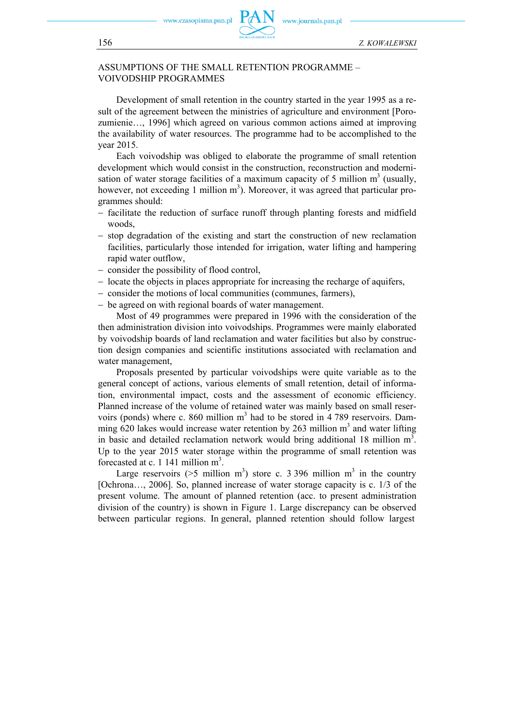## ASSUMPTIONS OF THE SMALL RETENTION PROGRAMME – VOIVODSHIP PROGRAMMES

Development of small retention in the country started in the year 1995 as a result of the agreement between the ministries of agriculture and environment [Porozumienie…, 1996] which agreed on various common actions aimed at improving the availability of water resources. The programme had to be accomplished to the year 2015.

Each voivodship was obliged to elaborate the programme of small retention development which would consist in the construction, reconstruction and modernisation of water storage facilities of a maximum capacity of 5 million $m^3$ (usually, however, not exceeding 1 million $m^3$). Moreover, it was agreed that particular programmes should:

- facilitate the reduction of surface runoff through planting forests and midfield woods,
- stop degradation of the existing and start the construction of new reclamation facilities, particularly those intended for irrigation, water lifting and hampering rapid water outflow,
- consider the possibility of flood control,
- locate the objects in places appropriate for increasing the recharge of aquifers,
- consider the motions of local communities (communes, farmers),
- be agreed on with regional boards of water management.

Most of 49 programmes were prepared in 1996 with the consideration of the then administration division into voivodships. Programmes were mainly elaborated by voivodship boards of land reclamation and water facilities but also by construction design companies and scientific institutions associated with reclamation and water management,

Proposals presented by particular voivodships were quite variable as to the general concept of actions, various elements of small retention, detail of information, environmental impact, costs and the assessment of economic efficiency. Planned increase of the volume of retained water was mainly based on small reservoirs (ponds) where c. 860 million $m^3$ had to be stored in 4 789 reservoirs. Damming 620 lakes would increase water retention by 263 million $m^3$ and water lifting in basic and detailed reclamation network would bring additional 18 million $m^3$. Up to the year 2015 water storage within the programme of small retention was forecasted at c. 1 141 million $m^3$.

Large reservoirs (>5 million $m^3$) store c. 3 396 million $m^3$ in the country [Ochrona…, 2006]. So, planned increase of water storage capacity is c. 1/3 of the present volume. The amount of planned retention (acc. to present administration division of the country) is shown in Figure 1. Large discrepancy can be observed between particular regions. In general, planned retention should follow largest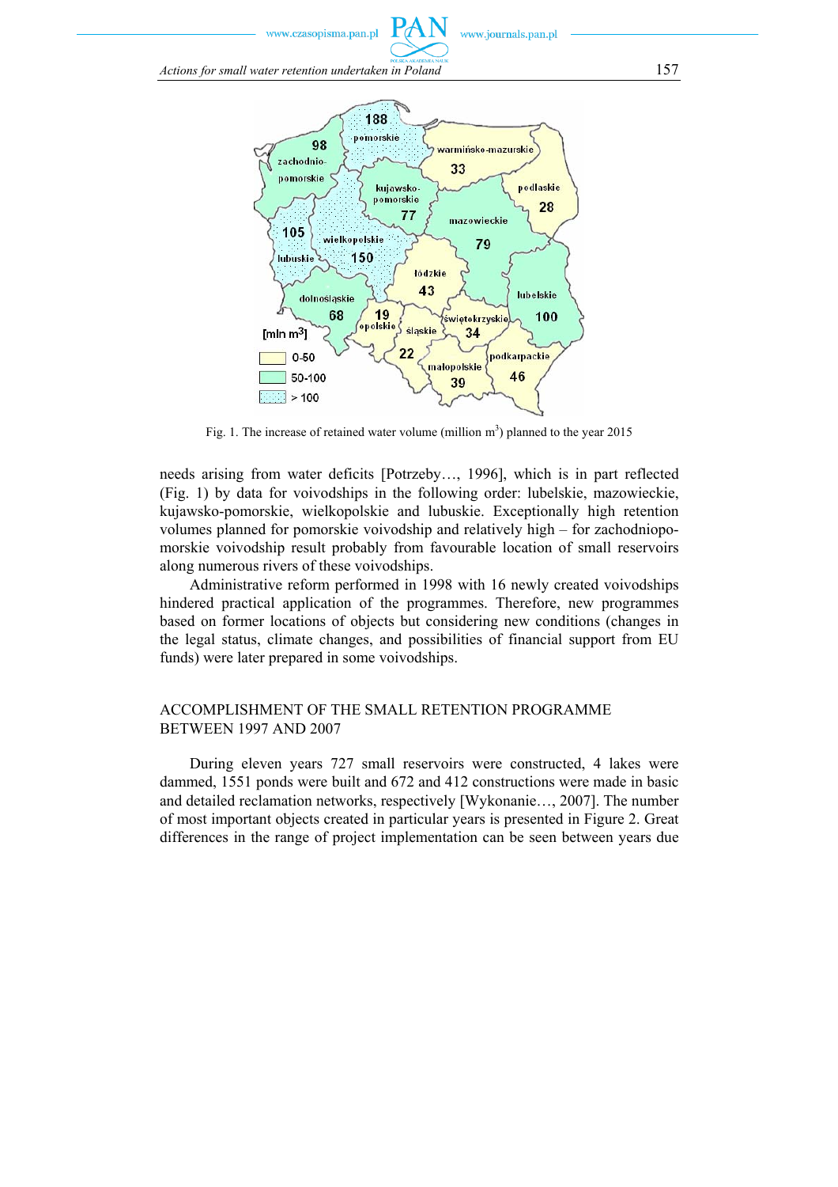Fig. 1. The increase of retained water volume (million m$^3$) planned to the year 2015

needs arising from water deficits [Potrzeby…, 1996], which is in part reflected (Fig. 1) by data for voivodships in the following order: lubelskie, mazowieckie, kujawsko-pomorskie, wielkopolskie and lubuskie. Exceptionally high retention volumes planned for pomorskie voivodship and relatively high – for zachodniopomorskie voivodship result probably from favourable location of small reservoirs along numerous rivers of these voivodships.

Administrative reform performed in 1998 with 16 newly created voivodships hindered practical application of the programmes. Therefore, new programmes based on former locations of objects but considering new conditions (changes in the legal status, climate changes, and possibilities of financial support from EU funds) were later prepared in some voivodships.

## ACCOMPLISHMENT OF THE SMALL RETENTION PROGRAMME BETWEEN 1997 AND 2007

During eleven years 727 small reservoirs were constructed, 4 lakes were dammed, 1551 ponds were built and 672 and 412 constructions were made in basic and detailed reclamation networks, respectively [Wykonanie…, 2007]. The number of most important objects created in particular years is presented in Figure 2. Great differences in the range of project implementation can be seen between years due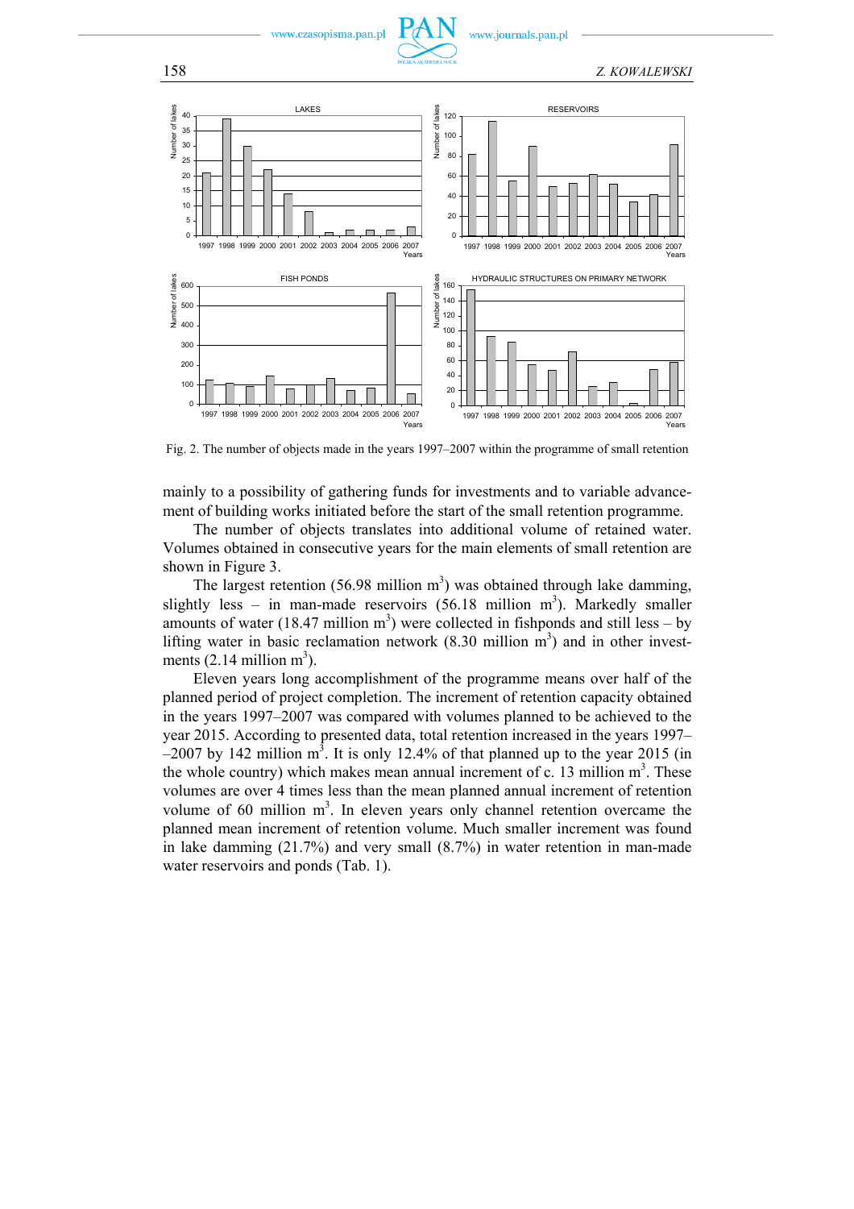Fig. 2. The number of objects made in the years 1997–2007 within the programme of small retention

mainly to a possibility of gathering funds for investments and to variable advancement of building works initiated before the start of the small retention programme.

The number of objects translates into additional volume of retained water. Volumes obtained in consecutive years for the main elements of small retention are shown in Figure 3.

The largest retention (56.98 million $m^3$) was obtained through lake damming, slightly less – in man-made reservoirs (56.18 million $m^3$). Markedly smaller amounts of water (18.47 million $m^3$) were collected in fishponds and still less – by lifting water in basic reclamation network (8.30 million $m^3$) and in other investments (2.14 million $m^3$).

Eleven years long accomplishment of the programme means over half of the planned period of project completion. The increment of retention capacity obtained in the years 1997–2007 was compared with volumes planned to be achieved to the year 2015. According to presented data, total retention increased in the years 1997–2007 by 142 million $m^3$. It is only 12.4% of that planned up to the year 2015 (in the whole country) which makes mean annual increment of c. 13 million $m^3$. These volumes are over 4 times less than the mean planned annual increment of retention volume of 60 million $m^3$. In eleven years only channel retention overcame the planned mean increment of retention volume. Much smaller increment was found in lake damming (21.7%) and very small (8.7%) in water retention in man-made water reservoirs and ponds (Tab. 1).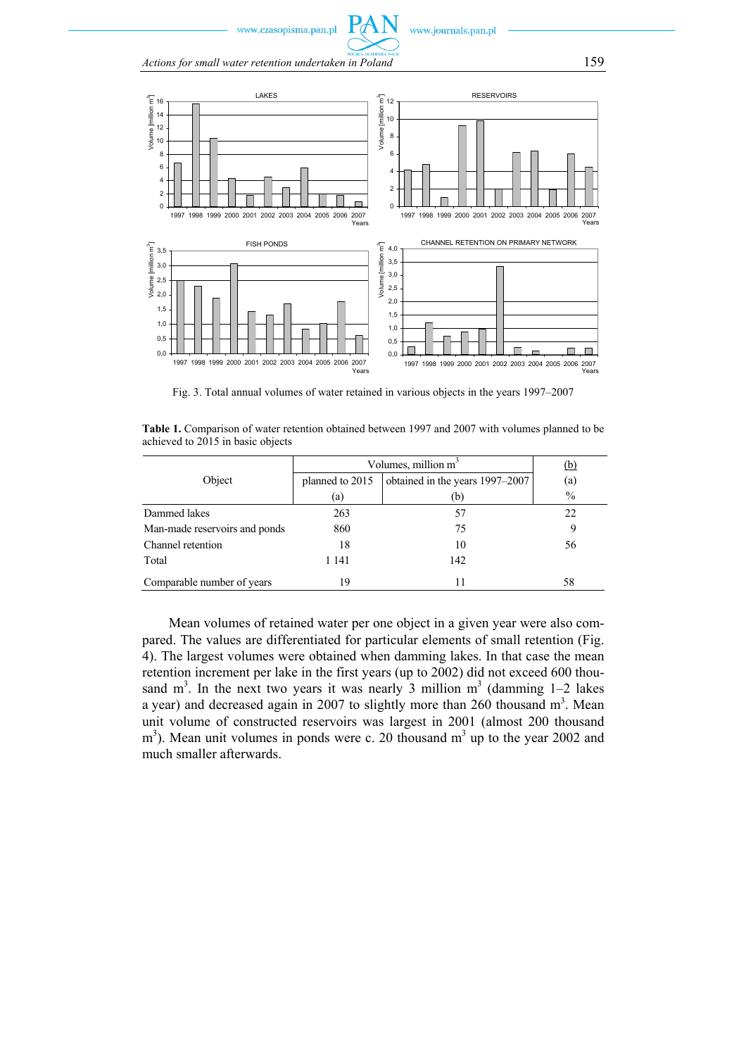Fig. 3. Total annual volumes of water retained in various objects in the years 1997–2007

**Table 1.** Comparison of water retention obtained between 1997 and 2007 with volumes planned to be achieved to 2015 in basic objects

| Object | Volumes, million m$^3$ | | (b)/(a) |
|---|---|---|---|
| | planned to 2015 (a) | obtained in the years 1997–2007 (b) | % |
| Dammed lakes | 263 | 57 | 22 |
| Man-made reservoirs and ponds | 860 | 75 | 9 |
| Channel retention | 18 | 10 | 56 |
| Total | 1 141 | 142 | |
| Comparable number of years | 19 | 11 | 58 |

Mean volumes of retained water per one object in a given year were also compared. The values are differentiated for particular elements of small retention (Fig. 4). The largest volumes were obtained when damming lakes. In that case the mean retention increment per lake in the first years (up to 2002) did not exceed 600 thousand m$^3$. In the next two years it was nearly 3 million m$^3$ (damming 1–2 lakes a year) and decreased again in 2007 to slightly more than 260 thousand m$^3$. Mean unit volume of constructed reservoirs was largest in 2001 (almost 200 thousand m$^3$). Mean unit volumes in ponds were c. 20 thousand m$^3$ up to the year 2002 and much smaller afterwards.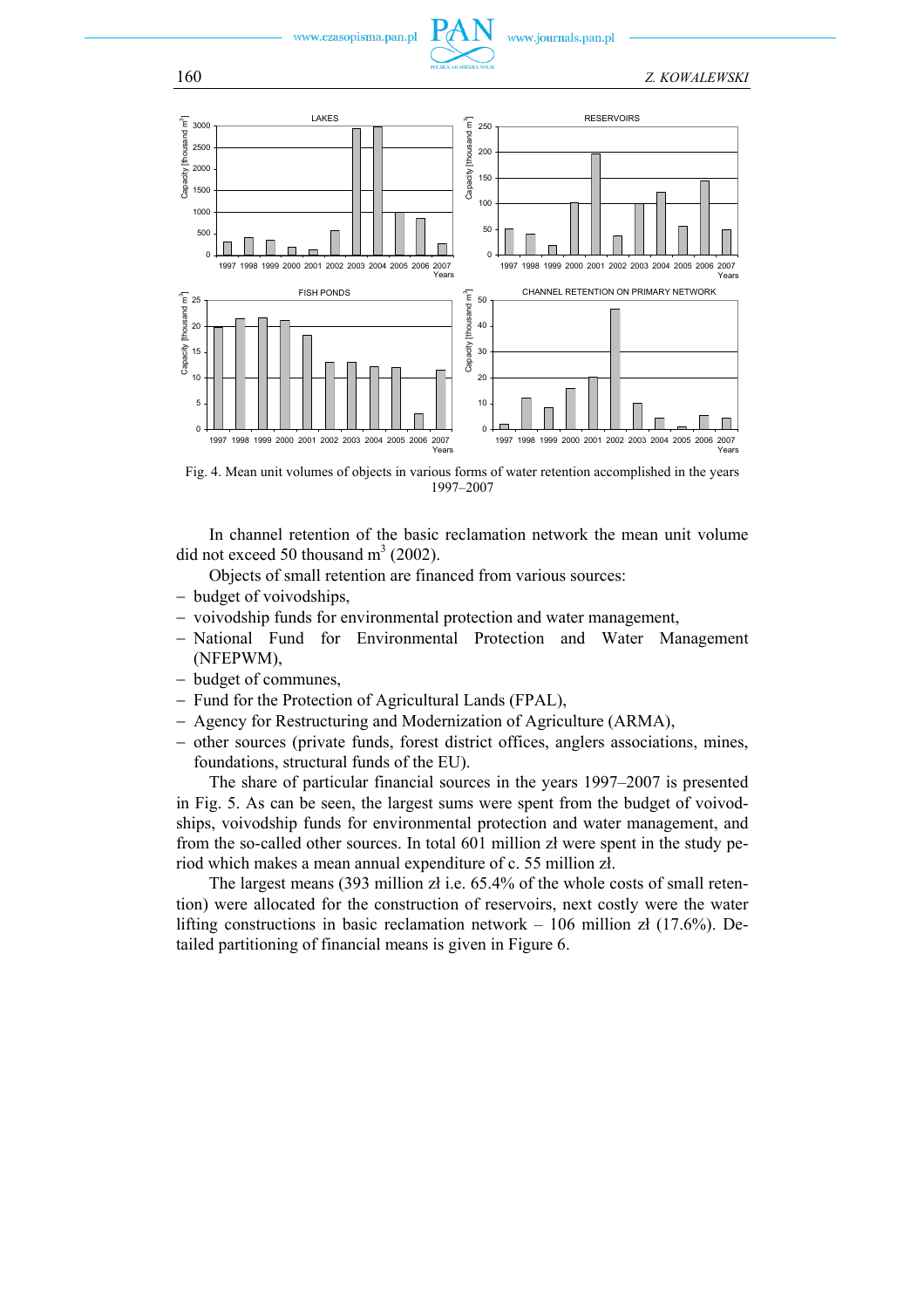Fig. 4. Mean unit volumes of objects in various forms of water retention accomplished in the years 1997–2007

In channel retention of the basic reclamation network the mean unit volume did not exceed 50 thousand m$^3$ (2002).

Objects of small retention are financed from various sources:

- budget of voivodships,
- voivodship funds for environmental protection and water management,
- National Fund for Environmental Protection and Water Management (NFEPWM),
- budget of communes,
- Fund for the Protection of Agricultural Lands (FPAL),
- Agency for Restructuring and Modernization of Agriculture (ARMA),
- other sources (private funds, forest district offices, anglers associations, mines, foundations, structural funds of the EU).

The share of particular financial sources in the years 1997–2007 is presented in Fig. 5. As can be seen, the largest sums were spent from the budget of voivodships, voivodship funds for environmental protection and water management, and from the so-called other sources. In total 601 million zł were spent in the study period which makes a mean annual expenditure of c. 55 million zł.

The largest means (393 million zł i.e. 65.4% of the whole costs of small retention) were allocated for the construction of reservoirs, next costly were the water lifting constructions in basic reclamation network – 106 million zł (17.6%). Detailed partitioning of financial means is given in Figure 6.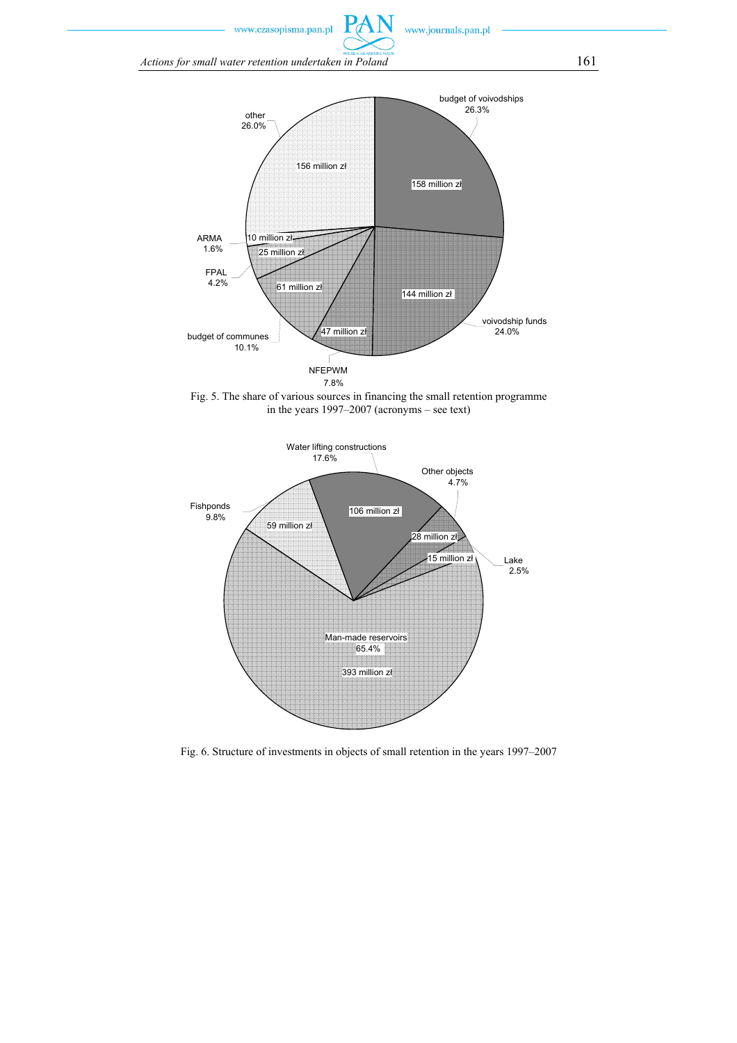Fig. 5. The share of various sources in financing the small retention programme in the years 1997–2007 (acronyms – see text)

Fig. 6. Structure of investments in objects of small retention in the years 1997–2007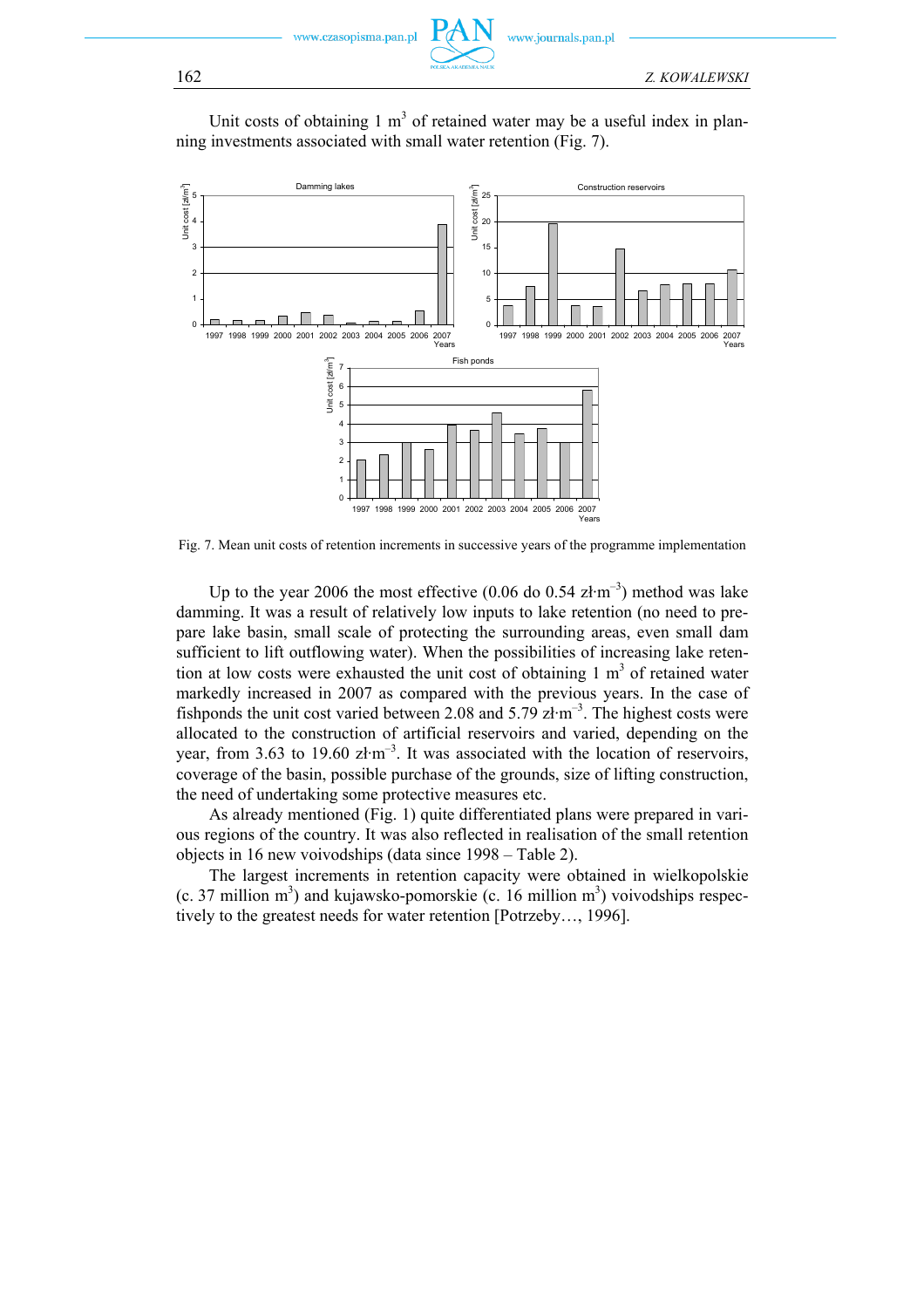Unit costs of obtaining 1 $m^3$ of retained water may be a useful index in planning investments associated with small water retention (Fig. 7).

Fig. 7. Mean unit costs of retention increments in successive years of the programme implementation

Up to the year 2006 the most effective (0.06 do 0.54 zł·$m^{-3}$) method was lake damming. It was a result of relatively low inputs to lake retention (no need to prepare lake basin, small scale of protecting the surrounding areas, even small dam sufficient to lift outflowing water). When the possibilities of increasing lake retention at low costs were exhausted the unit cost of obtaining 1 $m^3$ of retained water markedly increased in 2007 as compared with the previous years. In the case of fishponds the unit cost varied between 2.08 and 5.79 zł·$m^{-3}$. The highest costs were allocated to the construction of artificial reservoirs and varied, depending on the year, from 3.63 to 19.60 zł·$m^{-3}$. It was associated with the location of reservoirs, coverage of the basin, possible purchase of the grounds, size of lifting construction, the need of undertaking some protective measures etc.

As already mentioned (Fig. 1) quite differentiated plans were prepared in various regions of the country. It was also reflected in realisation of the small retention objects in 16 new voivodships (data since 1998 – Table 2).

The largest increments in retention capacity were obtained in wielkopolskie (c. 37 million $m^3$) and kujawsko-pomorskie (c. 16 million $m^3$) voivodships respectively to the greatest needs for water retention [Potrzeby…, 1996].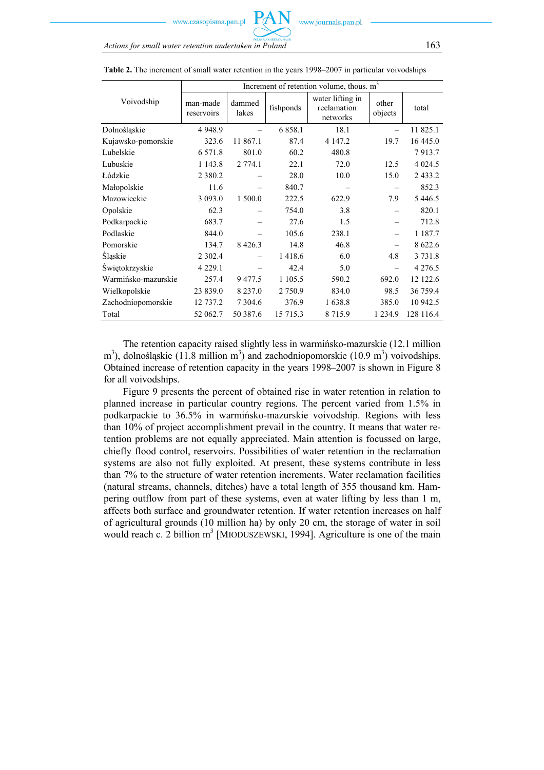**Table 2.** The increment of small water retention in the years 1998–2007 in particular voivodships

| Voivodship | Increment of retention volume, thous. m$^3$ | | | | | |
|---|---|---|---|---|---|---|
| | man-made reservoirs | dammed lakes | fishponds | water lifting in reclamation networks | other objects | total |
| Dolnośląskie | 4 948.9 | – | 6 858.1 | 18.1 | – | 11 825.1 |
| Kujawsko-pomorskie | 323.6 | 11 867.1 | 87.4 | 4 147.2 | 19.7 | 16 445.0 |
| Lubelskie | 6 571.8 | 801.0 | 60.2 | 480.8 | | 7 913.7 |
| Lubuskie | 1 143.8 | 2 774.1 | 22.1 | 72.0 | 12.5 | 4 024.5 |
| Łódzkie | 2 380.2 | – | 28.0 | 10.0 | 15.0 | 2 433.2 |
| Małopolskie | 11.6 | – | 840.7 | – | – | 852.3 |
| Mazowieckie | 3 093.0 | 1 500.0 | 222.5 | 622.9 | 7.9 | 5 446.5 |
| Opolskie | 62.3 | – | 754.0 | 3.8 | – | 820.1 |
| Podkarpackie | 683.7 | – | 27.6 | 1.5 | – | 712.8 |
| Podlaskie | 844.0 | – | 105.6 | 238.1 | – | 1 187.7 |
| Pomorskie | 134.7 | 8 426.3 | 14.8 | 46.8 | – | 8 622.6 |
| Śląskie | 2 302.4 | – | 1 418.6 | 6.0 | 4.8 | 3 731.8 |
| Świętokrzyskie | 4 229.1 | – | 42.4 | 5.0 | – | 4 276.5 |
| Warmińsko-mazurskie | 257.4 | 9 477.5 | 1 105.5 | 590.2 | 692.0 | 12 122.6 |
| Wielkopolskie | 23 839.0 | 8 237.0 | 2 750.9 | 834.0 | 98.5 | 36 759.4 |
| Zachodniopomorskie | 12 737.2 | 7 304.6 | 376.9 | 1 638.8 | 385.0 | 10 942.5 |
| Total | 52 062.7 | 50 387.6 | 15 715.3 | 8 715.9 | 1 234.9 | 128 116.4 |

The retention capacity raised slightly less in warmińsko-mazurskie (12.1 million m$^3$), dolnośląskie (11.8 million m$^3$) and zachodniopomorskie (10.9 m$^3$) voivodships. Obtained increase of retention capacity in the years 1998–2007 is shown in Figure 8 for all voivodships.

Figure 9 presents the percent of obtained rise in water retention in relation to planned increase in particular country regions. The percent varied from 1.5% in podkarpackie to 36.5% in warmińsko-mazurskie voivodship. Regions with less than 10% of project accomplishment prevail in the country. It means that water retention problems are not equally appreciated. Main attention is focussed on large, chiefly flood control, reservoirs. Possibilities of water retention in the reclamation systems are also not fully exploited. At present, these systems contribute in less than 7% to the structure of water retention increments. Water reclamation facilities (natural streams, channels, ditches) have a total length of 355 thousand km. Hampering outflow from part of these systems, even at water lifting by less than 1 m, affects both surface and groundwater retention. If water retention increases on half of agricultural grounds (10 million ha) by only 20 cm, the storage of water in soil would reach c. 2 billion m$^3$ [MIODUSZEWSKI, 1994]. Agriculture is one of the main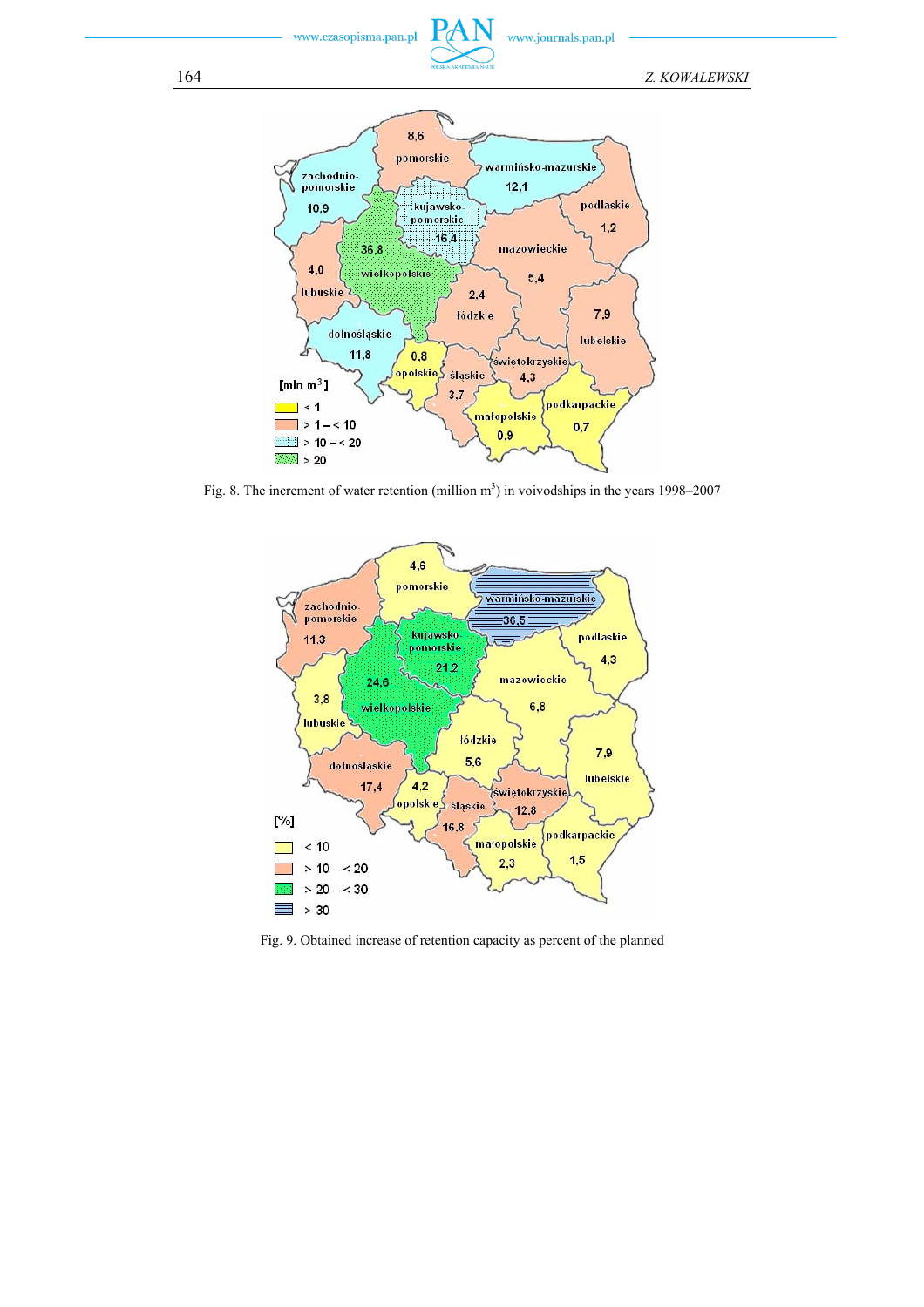Fig. 8. The increment of water retention (million m$^3$) in voivodships in the years 1998–2007

Fig. 9. Obtained increase of retention capacity as percent of the planned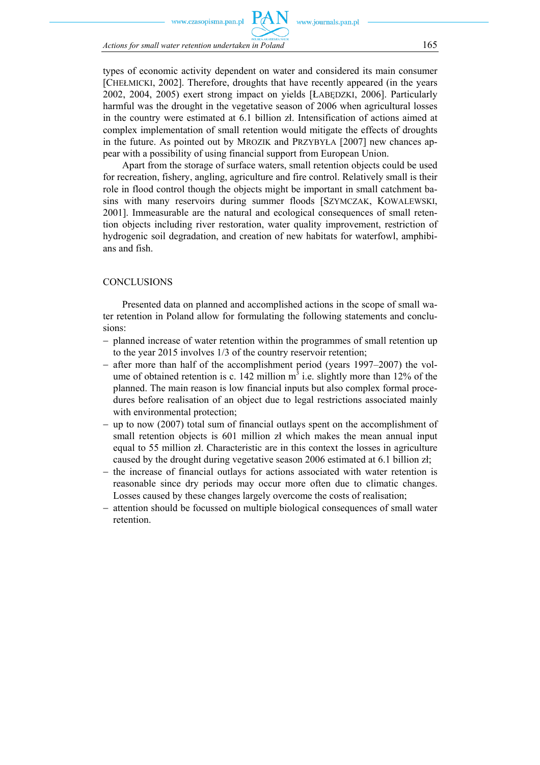types of economic activity dependent on water and considered its main consumer [CHEŁMICKI, 2002]. Therefore, droughts that have recently appeared (in the years 2002, 2004, 2005) exert strong impact on yields [ŁABĘDZKI, 2006]. Particularly harmful was the drought in the vegetative season of 2006 when agricultural losses in the country were estimated at 6.1 billion zł. Intensification of actions aimed at complex implementation of small retention would mitigate the effects of droughts in the future. As pointed out by MROZIK and PRZYBYŁA [2007] new chances appear with a possibility of using financial support from European Union.

Apart from the storage of surface waters, small retention objects could be used for recreation, fishery, angling, agriculture and fire control. Relatively small is their role in flood control though the objects might be important in small catchment basins with many reservoirs during summer floods [SZYMCZAK, KOWALEWSKI, 2001]. Immeasurable are the natural and ecological consequences of small retention objects including river restoration, water quality improvement, restriction of hydrogenic soil degradation, and creation of new habitats for waterfowl, amphibians and fish.

## CONCLUSIONS

Presented data on planned and accomplished actions in the scope of small water retention in Poland allow for formulating the following statements and conclusions:

- planned increase of water retention within the programmes of small retention up to the year 2015 involves 1/3 of the country reservoir retention;
- after more than half of the accomplishment period (years 1997–2007) the volume of obtained retention is c. 142 million $m^3$ i.e. slightly more than 12% of the planned. The main reason is low financial inputs but also complex formal procedures before realisation of an object due to legal restrictions associated mainly with environmental protection;
- up to now (2007) total sum of financial outlays spent on the accomplishment of small retention objects is 601 million zł which makes the mean annual input equal to 55 million zł. Characteristic are in this context the losses in agriculture caused by the drought during vegetative season 2006 estimated at 6.1 billion zł;
- the increase of financial outlays for actions associated with water retention is reasonable since dry periods may occur more often due to climatic changes. Losses caused by these changes largely overcome the costs of realisation;
- attention should be focussed on multiple biological consequences of small water retention.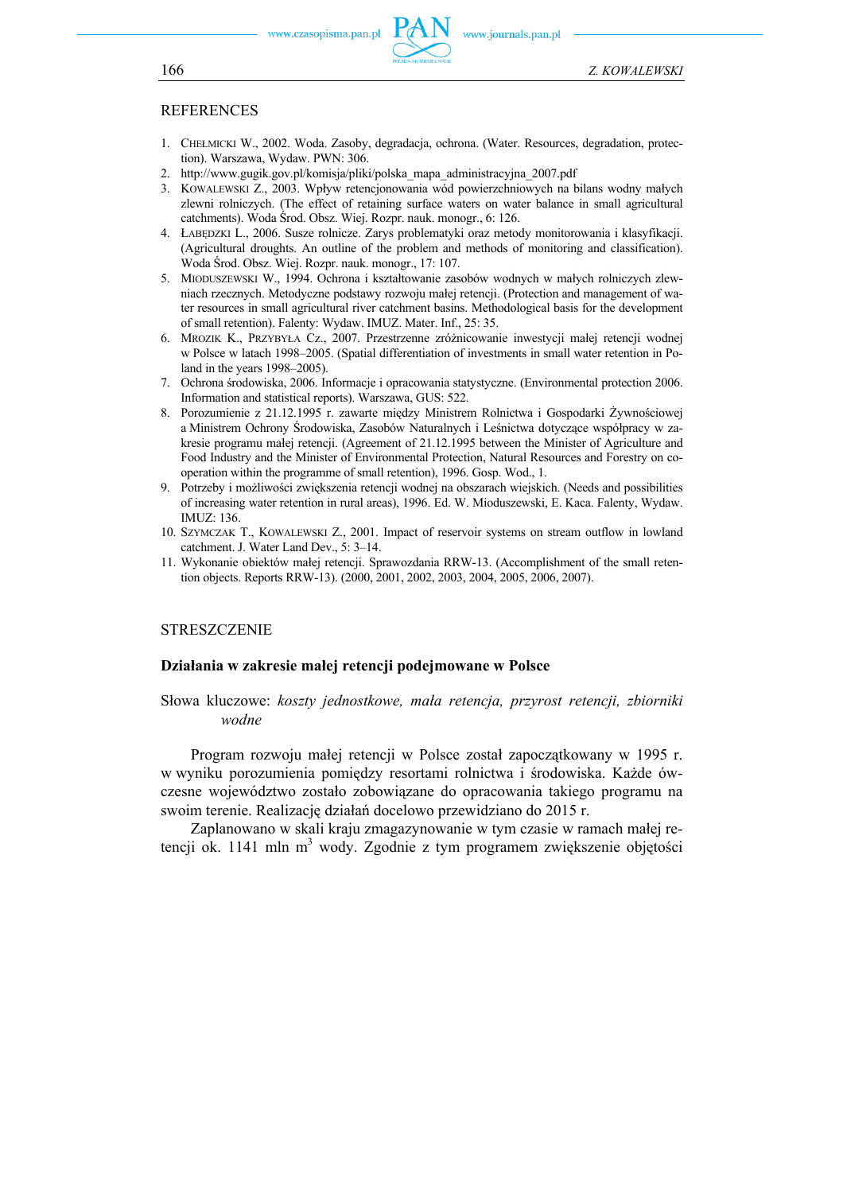## REFERENCES

1. CHEŁMICKI W., 2002. Woda. Zasoby, degradacja, ochrona. (Water. Resources, degradation, protection). Warszawa, Wydaw. PWN: 306.
2. http://www.gugik.gov.pl/komisja/pliki/polska_mapa_administracyjna_2007.pdf
3. KOWALEWSKI Z., 2003. Wpływ retencjonowania wód powierzchniowych na bilans wodny małych zlewni rolniczych. (The effect of retaining surface waters on water balance in small agricultural catchments). Woda Środ. Obsz. Wiej. Rozpr. nauk. monogr., 6: 126.
4. ŁABĘDZKI L., 2006. Susze rolnicze. Zarys problematyki oraz metody monitorowania i klasyfikacji. (Agricultural droughts. An outline of the problem and methods of monitoring and classification). Woda Środ. Obsz. Wiej. Rozpr. nauk. monogr., 17: 107.
5. MIODUSZEWSKI W., 1994. Ochrona i kształtowanie zasobów wodnych w małych rolniczych zlewniach rzecznych. Metodyczne podstawy rozwoju małej retencji. (Protection and management of water resources in small agricultural river catchment basins. Methodological basis for the development of small retention). Falenty: Wydaw. IMUZ. Mater. Inf., 25: 35.
6. MROZIK K., PRZYBYŁA Cz., 2007. Przestrzenne zróżnicowanie inwestycji małej retencji wodnej w Polsce w latach 1998–2005. (Spatial differentiation of investments in small water retention in Poland in the years 1998–2005).
7. Ochrona środowiska, 2006. Informacje i opracowania statystyczne. (Environmental protection 2006. Information and statistical reports). Warszawa, GUS: 522.
8. Porozumienie z 21.12.1995 r. zawarte między Ministrem Rolnictwa i Gospodarki Żywnościowej a Ministrem Ochrony Środowiska, Zasobów Naturalnych i Leśnictwa dotyczące współpracy w zakresie programu małej retencji. (Agreement of 21.12.1995 between the Minister of Agriculture and Food Industry and the Minister of Environmental Protection, Natural Resources and Forestry on cooperation within the programme of small retention), 1996. Gosp. Wod., 1.
9. Potrzeby i możliwości zwiększenia retencji wodnej na obszarach wiejskich. (Needs and possibilities of increasing water retention in rural areas), 1996. Ed. W. Mioduszewski, E. Kaca. Falenty, Wydaw. IMUZ: 136.
10. SZYMCZAK T., KOWALEWSKI Z., 2001. Impact of reservoir systems on stream outflow in lowland catchment. J. Water Land Dev., 5: 3–14.
11. Wykonanie obiektów małej retencji. Sprawozdania RRW-13. (Accomplishment of the small retention objects. Reports RRW-13). (2000, 2001, 2002, 2003, 2004, 2005, 2006, 2007).

## STRESZCZENIE

### Działania w zakresie małej retencji podejmowane w Polsce

Słowa kluczowe: *koszty jednostkowe, mała retencja, przyrost retencji, zbiorniki wodne*

Program rozwoju małej retencji w Polsce został zapoczątkowany w 1995 r. w wyniku porozumienia pomiędzy resortami rolnictwa i środowiska. Każde ówczesne województwo zostało zobowiązane do opracowania takiego programu na swoim terenie. Realizację działań docelowo przewidziano do 2015 r.

Zaplanowano w skali kraju zmagazynowanie w tym czasie w ramach małej retencji ok. 1141 mln $m^3$ wody. Zgodnie z tym programem zwiększenie objętości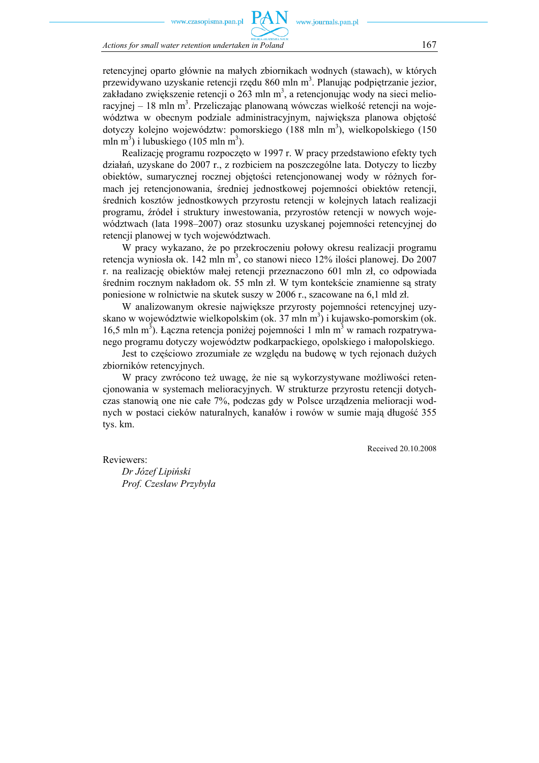retencyjnej oparto głównie na małych zbiornikach wodnych (stawach), w których przewidywano uzyskanie retencji rzędu 860 mln $m^3$. Planując podpiętrzanie jezior, zakładano zwiększenie retencji o 263 mln $m^3$, a retencjonując wody na sieci melioracyjnej – 18 mln $m^3$. Przeliczając planowaną wówczas wielkość retencji na województwa w obecnym podziale administracyjnym, największa planowa objętość dotyczy kolejno województw: pomorskiego (188 mln $m^3$), wielkopolskiego (150 mln $m^3$) i lubuskiego (105 mln $m^3$).

Realizację programu rozpoczęto w 1997 r. W pracy przedstawiono efekty tych działań, uzyskane do 2007 r., z rozbiciem na poszczególne lata. Dotyczy to liczby obiektów, sumarycznej rocznej objętości retencjonowanej wody w różnych formach jej retencjonowania, średniej jednostkowej pojemności obiektów retencji, średnich kosztów jednostkowych przyrostu retencji w kolejnych latach realizacji programu, źródeł i struktury inwestowania, przyrostów retencji w nowych województwach (lata 1998–2007) oraz stosunku uzyskanej pojemności retencyjnej do retencji planowej w tych województwach.

W pracy wykazano, że po przekroczeniu połowy okresu realizacji programu retencja wyniosła ok. 142 mln $m^3$, co stanowi nieco 12% ilości planowej. Do 2007 r. na realizację obiektów małej retencji przeznaczono 601 mln zł, co odpowiada średnim rocznym nakładom ok. 55 mln zł. W tym kontekście znamienne są straty poniesione w rolnictwie na skutek suszy w 2006 r., szacowane na 6,1 mld zł.

W analizowanym okresie największe przyrosty pojemności retencyjnej uzyskano w województwie wielkopolskim (ok. 37 mln $m^3$) i kujawsko-pomorskim (ok. 16,5 mln $m^3$). Łączna retencja poniżej pojemności 1 mln $m^3$ w ramach rozpatrywanego programu dotyczy województw podkarpackiego, opolskiego i małopolskiego.

Jest to częściowo zrozumiałe ze względu na budowę w tych rejonach dużych zbiorników retencyjnych.

W pracy zwrócono też uwagę, że nie są wykorzystywane możliwości retencjonowania w systemach melioracyjnych. W strukturze przyrostu retencji dotychczas stanowią one nie całe 7%, podczas gdy w Polsce urządzenia melioracji wodnych w postaci cieków naturalnych, kanałów i rowów w sumie mają długość 355 tys. km.

Received 20.10.2008

Reviewers:

*Dr Józef Lipiński*

*Prof. Czesław Przybyła*